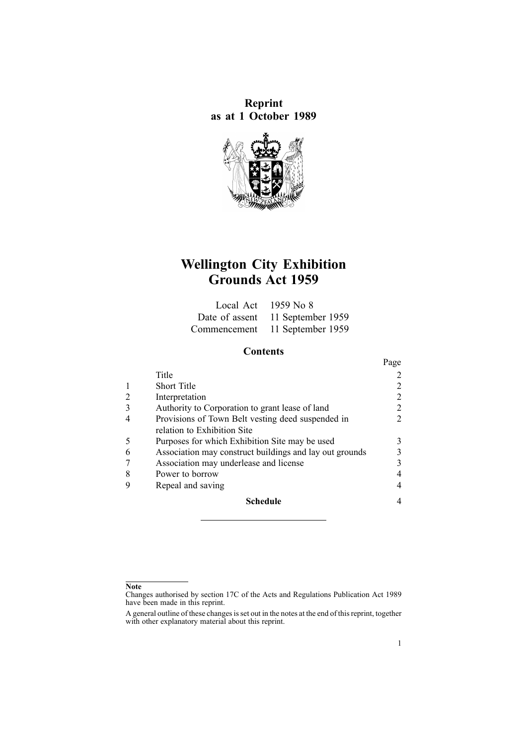**Reprint**
**as at 1 October 1989**

# Wellington City Exhibition Grounds Act 1959

| | |
|---|---|
| Local Act | 1959 No 8 |
| Date of assent | 11 September 1959 |
| Commencement | 11 September 1959 |

## Contents

| | | Page |
|---|---|---|
| | Title | 2 |
| 1 | Short Title | 2 |
| 2 | Interpretation | 2 |
| 3 | Authority to Corporation to grant lease of land | 2 |
| 4 | Provisions of Town Belt vesting deed suspended in relation to Exhibition Site | 2 |
| 5 | Purposes for which Exhibition Site may be used | 3 |
| 6 | Association may construct buildings and lay out grounds | 3 |
| 7 | Association may underlease and license | 3 |
| 8 | Power to borrow | 4 |
| 9 | Repeal and saving | 4 |
| | **Schedule** | 4 |

---

**Note**

Changes authorised by section 17C of the Acts and Regulations Publication Act 1989 have been made in this reprint.

A general outline of these changes is set out in the notes at the end of this reprint, together with other explanatory material about this reprint.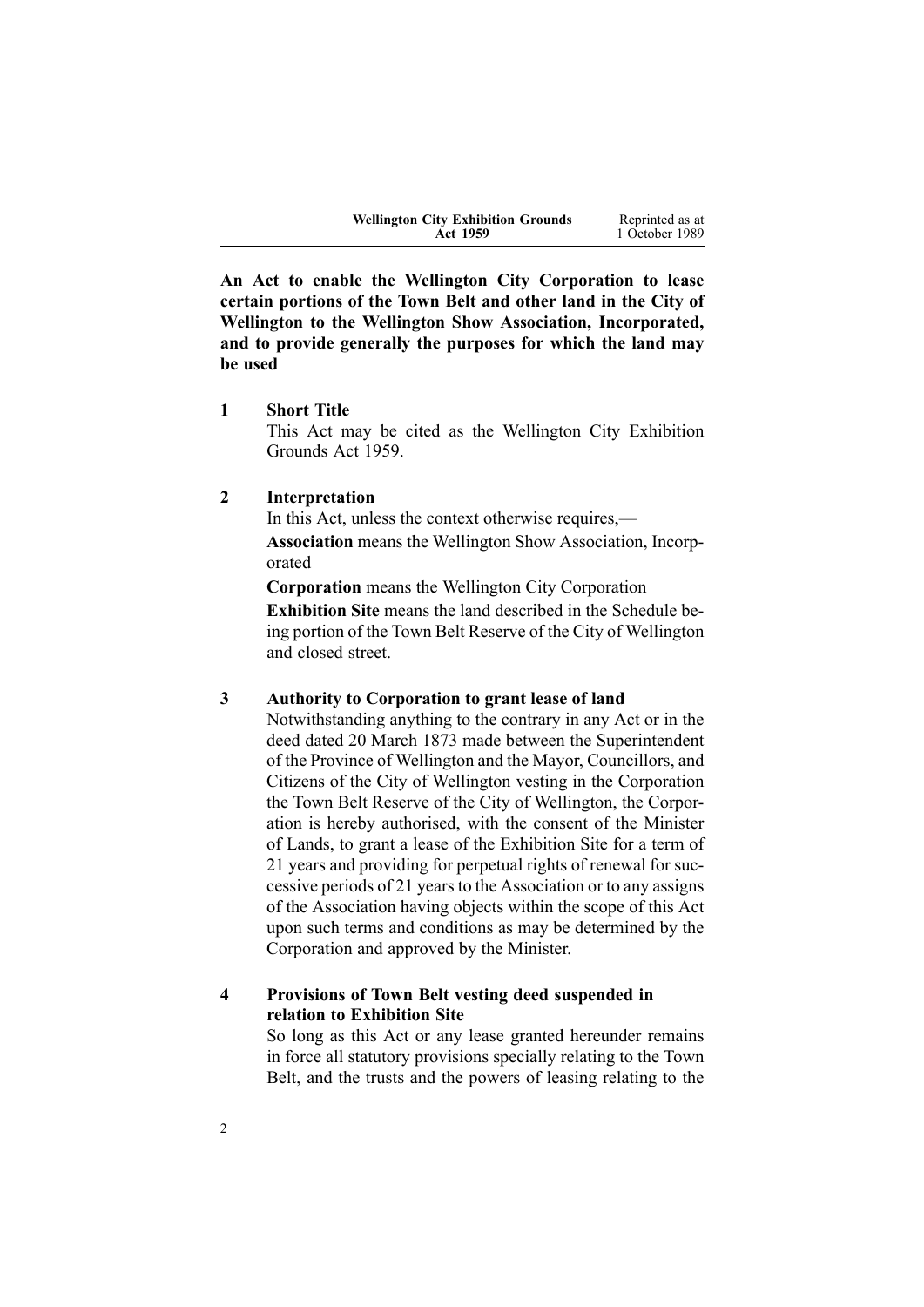**An Act to enable the Wellington City Corporation to lease certain portions of the Town Belt and other land in the City of Wellington to the Wellington Show Association, Incorporated, and to provide generally the purposes for which the land may be used**

## 1 Short Title

This Act may be cited as the Wellington City Exhibition Grounds Act 1959.

## 2 Interpretation

In this Act, unless the context otherwise requires,—

**Association** means the Wellington Show Association, Incorporated

**Corporation** means the Wellington City Corporation

**Exhibition Site** means the land described in the Schedule being portion of the Town Belt Reserve of the City of Wellington and closed street.

## 3 Authority to Corporation to grant lease of land

Notwithstanding anything to the contrary in any Act or in the deed dated 20 March 1873 made between the Superintendent of the Province of Wellington and the Mayor, Councillors, and Citizens of the City of Wellington vesting in the Corporation the Town Belt Reserve of the City of Wellington, the Corporation is hereby authorised, with the consent of the Minister of Lands, to grant a lease of the Exhibition Site for a term of 21 years and providing for perpetual rights of renewal for successive periods of 21 years to the Association or to any assigns of the Association having objects within the scope of this Act upon such terms and conditions as may be determined by the Corporation and approved by the Minister.

## 4 Provisions of Town Belt vesting deed suspended in relation to Exhibition Site

So long as this Act or any lease granted hereunder remains in force all statutory provisions specially relating to the Town Belt, and the trusts and the powers of leasing relating to the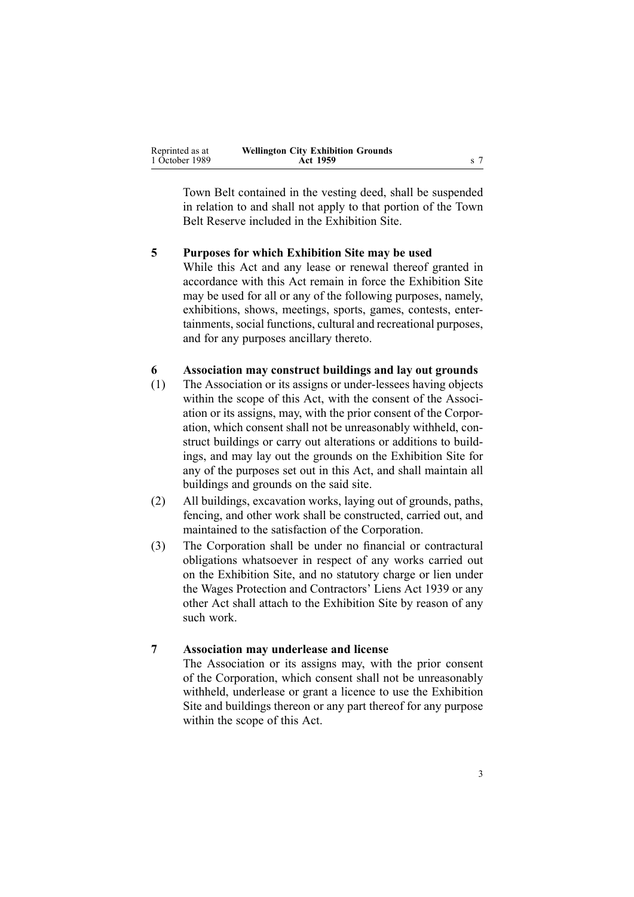Town Belt contained in the vesting deed, shall be suspended in relation to and shall not apply to that portion of the Town Belt Reserve included in the Exhibition Site.

**5 Purposes for which Exhibition Site may be used**

While this Act and any lease or renewal thereof granted in accordance with this Act remain in force the Exhibition Site may be used for all or any of the following purposes, namely, exhibitions, shows, meetings, sports, games, contests, entertainments, social functions, cultural and recreational purposes, and for any purposes ancillary thereto.

**6 Association may construct buildings and lay out grounds**

(1) The Association or its assigns or under-lessees having objects within the scope of this Act, with the consent of the Association or its assigns, may, with the prior consent of the Corporation, which consent shall not be unreasonably withheld, construct buildings or carry out alterations or additions to buildings, and may lay out the grounds on the Exhibition Site for any of the purposes set out in this Act, and shall maintain all buildings and grounds on the said site.

(2) All buildings, excavation works, laying out of grounds, paths, fencing, and other work shall be constructed, carried out, and maintained to the satisfaction of the Corporation.

(3) The Corporation shall be under no financial or contractual obligations whatsoever in respect of any works carried out on the Exhibition Site, and no statutory charge or lien under the Wages Protection and Contractors' Liens Act 1939 or any other Act shall attach to the Exhibition Site by reason of any such work.

**7 Association may underlease and license**

The Association or its assigns may, with the prior consent of the Corporation, which consent shall not be unreasonably withheld, underlease or grant a licence to use the Exhibition Site and buildings thereon or any part thereof for any purpose within the scope of this Act.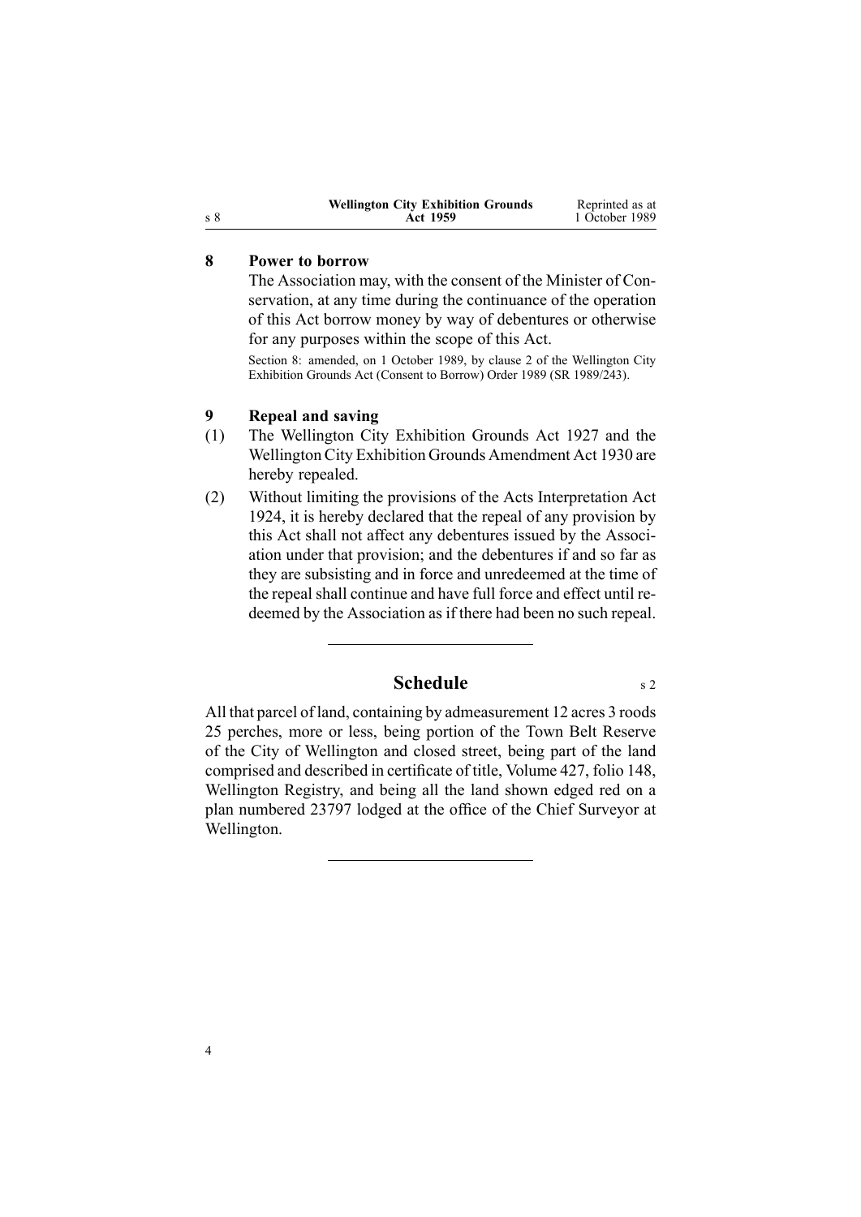## 8 Power to borrow

The Association may, with the consent of the Minister of Conservation, at any time during the continuance of the operation of this Act borrow money by way of debentures or otherwise for any purposes within the scope of this Act.

Section 8: amended, on 1 October 1989, by clause 2 of the Wellington City Exhibition Grounds Act (Consent to Borrow) Order 1989 (SR 1989/243).

## 9 Repeal and saving

(1) The Wellington City Exhibition Grounds Act 1927 and the Wellington City Exhibition Grounds Amendment Act 1930 are hereby repealed.

(2) Without limiting the provisions of the Acts Interpretation Act 1924, it is hereby declared that the repeal of any provision by this Act shall not affect any debentures issued by the Association under that provision; and the debentures if and so far as they are subsisting and in force and unredeemed at the time of the repeal shall continue and have full force and effect until redeemed by the Association as if there had been no such repeal.

---

## Schedule

s 2

All that parcel of land, containing by admeasurement 12 acres 3 roods 25 perches, more or less, being portion of the Town Belt Reserve of the City of Wellington and closed street, being part of the land comprised and described in certificate of title, Volume 427, folio 148, Wellington Registry, and being all the land shown edged red on a plan numbered 23797 lodged at the office of the Chief Surveyor at Wellington.

---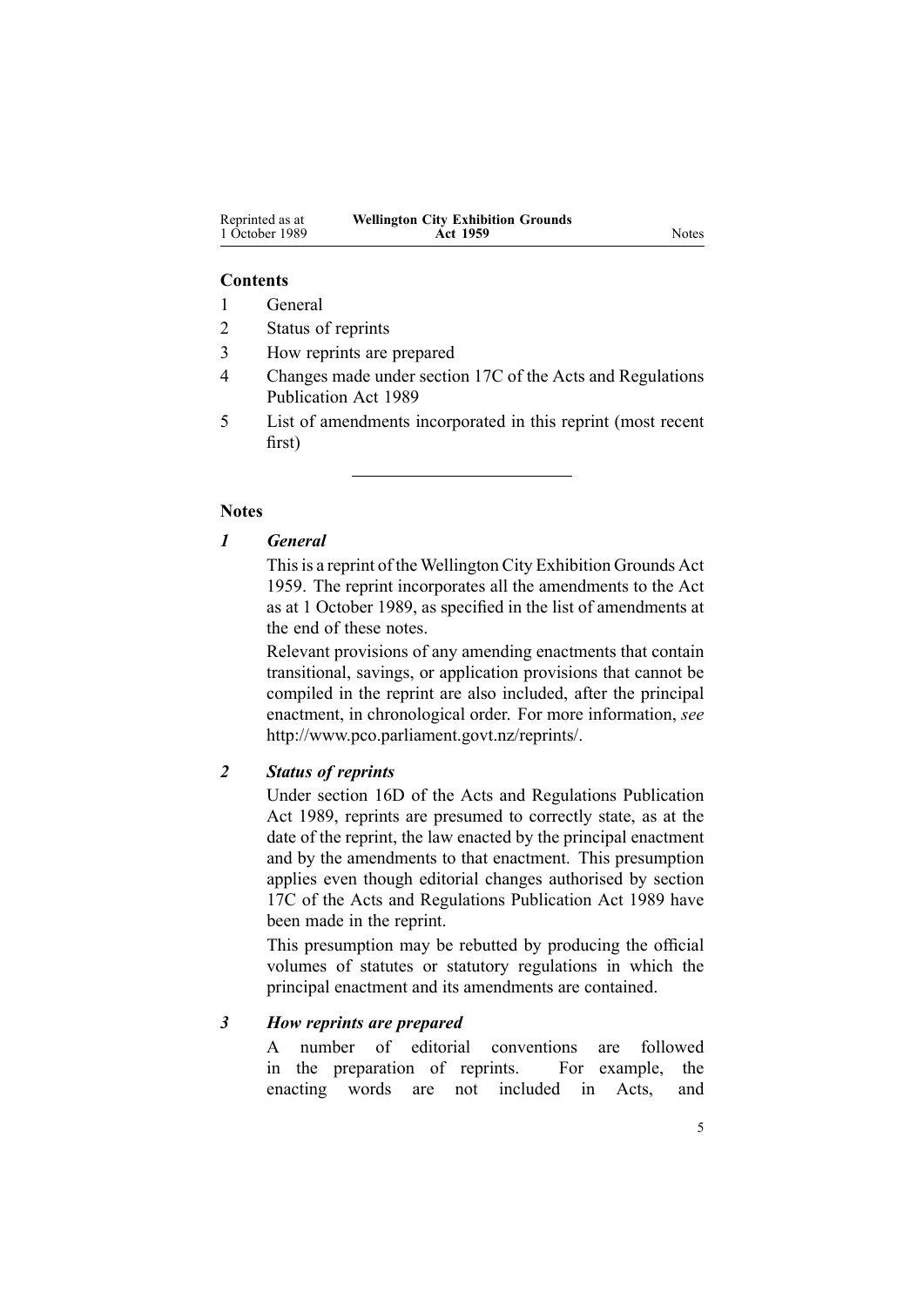**Contents**

1 General
2 Status of reprints
3 How reprints are prepared
4 Changes made under section 17C of the Acts and Regulations Publication Act 1989
5 List of amendments incorporated in this reprint (most recent first)

---

**Notes**

***1 General***

This is a reprint of the Wellington City Exhibition Grounds Act 1959. The reprint incorporates all the amendments to the Act as at 1 October 1989, as specified in the list of amendments at the end of these notes.

Relevant provisions of any amending enactments that contain transitional, savings, or application provisions that cannot be compiled in the reprint are also included, after the principal enactment, in chronological order. For more information, *see* http://www.pco.parliament.govt.nz/reprints/.

***2 Status of reprints***

Under section 16D of the Acts and Regulations Publication Act 1989, reprints are presumed to correctly state, as at the date of the reprint, the law enacted by the principal enactment and by the amendments to that enactment. This presumption applies even though editorial changes authorised by section 17C of the Acts and Regulations Publication Act 1989 have been made in the reprint.

This presumption may be rebutted by producing the official volumes of statutes or statutory regulations in which the principal enactment and its amendments are contained.

***3 How reprints are prepared***

A number of editorial conventions are followed in the preparation of reprints. For example, the enacting words are not included in Acts, and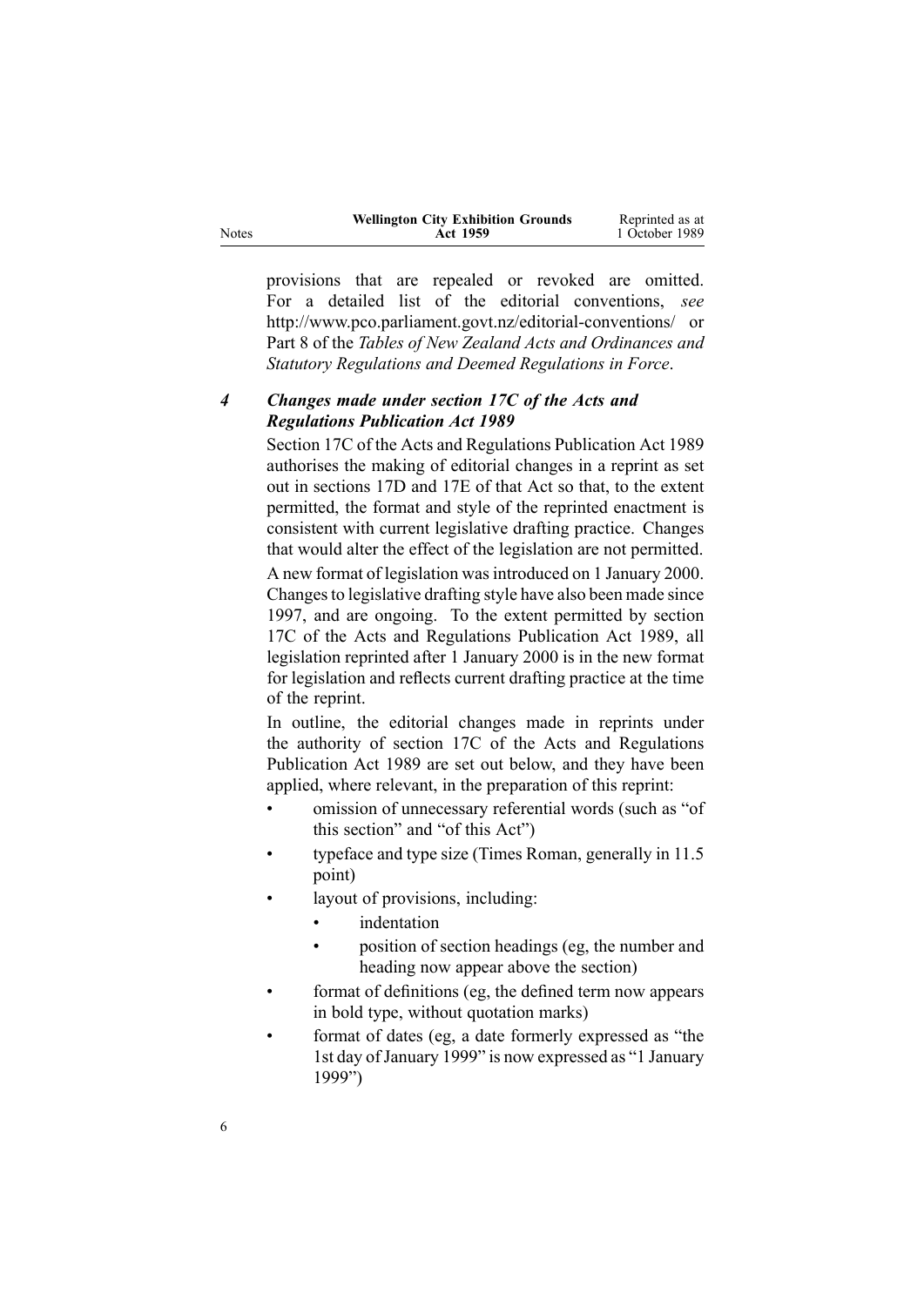provisions that are repealed or revoked are omitted. For a detailed list of the editorial conventions, *see* http://www.pco.parliament.govt.nz/editorial-conventions/ or Part 8 of the *Tables of New Zealand Acts and Ordinances and Statutory Regulations and Deemed Regulations in Force*.

### *4 Changes made under section 17C of the Acts and Regulations Publication Act 1989*

Section 17C of the Acts and Regulations Publication Act 1989 authorises the making of editorial changes in a reprint as set out in sections 17D and 17E of that Act so that, to the extent permitted, the format and style of the reprinted enactment is consistent with current legislative drafting practice. Changes that would alter the effect of the legislation are not permitted.

A new format of legislation was introduced on 1 January 2000. Changes to legislative drafting style have also been made since 1997, and are ongoing. To the extent permitted by section 17C of the Acts and Regulations Publication Act 1989, all legislation reprinted after 1 January 2000 is in the new format for legislation and reflects current drafting practice at the time of the reprint.

In outline, the editorial changes made in reprints under the authority of section 17C of the Acts and Regulations Publication Act 1989 are set out below, and they have been applied, where relevant, in the preparation of this reprint:

- omission of unnecessary referential words (such as "of this section" and "of this Act")
- typeface and type size (Times Roman, generally in 11.5 point)
- layout of provisions, including:
  - indentation
  - position of section headings (eg, the number and heading now appear above the section)
- format of definitions (eg, the defined term now appears in bold type, without quotation marks)
- format of dates (eg, a date formerly expressed as "the 1st day of January 1999" is now expressed as "1 January 1999")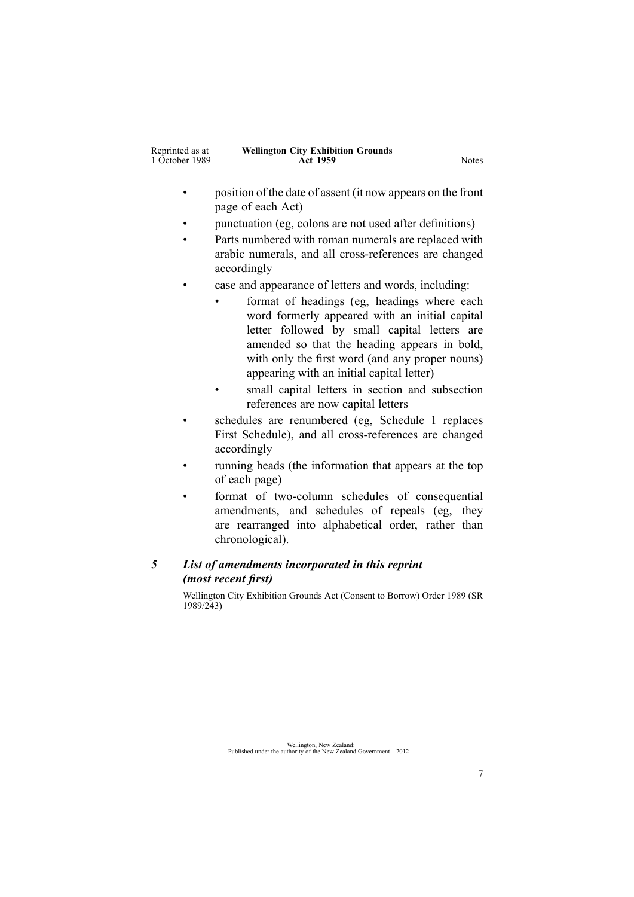- position of the date of assent (it now appears on the front page of each Act)
- punctuation (eg, colons are not used after definitions)
- Parts numbered with roman numerals are replaced with arabic numerals, and all cross-references are changed accordingly
- case and appearance of letters and words, including:
  - format of headings (eg, headings where each word formerly appeared with an initial capital letter followed by small capital letters are amended so that the heading appears in bold, with only the first word (and any proper nouns) appearing with an initial capital letter)
  - small capital letters in section and subsection references are now capital letters
- schedules are renumbered (eg, Schedule 1 replaces First Schedule), and all cross-references are changed accordingly
- running heads (the information that appears at the top of each page)
- format of two-column schedules of consequential amendments, and schedules of repeals (eg, they are rearranged into alphabetical order, rather than chronological).

### *5 List of amendments incorporated in this reprint (most recent first)*

Wellington City Exhibition Grounds Act (Consent to Borrow) Order 1989 (SR 1989/243)

---

Wellington, New Zealand:
Published under the authority of the New Zealand Government—2012